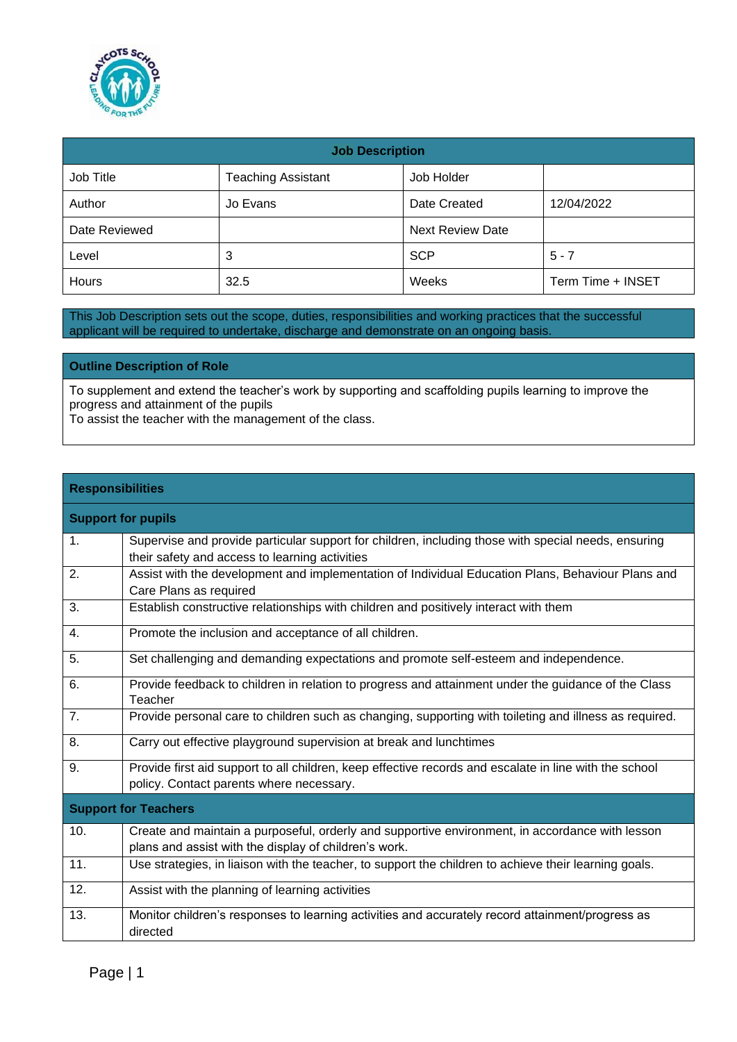| Job Description | | | |
|---|---|---|---|
| Job Title | Teaching Assistant | Job Holder | |
| Author | Jo Evans | Date Created | 12/04/2022 |
| Date Reviewed | | Next Review Date | |
| Level | 3 | SCP | 5 - 7 |
| Hours | 32.5 | Weeks | Term Time + INSET |

This Job Description sets out the scope, duties, responsibilities and working practices that the successful applicant will be required to undertake, discharge and demonstrate on an ongoing basis.

## Outline Description of Role

To supplement and extend the teacher's work by supporting and scaffolding pupils learning to improve the progress and attainment of the pupils
To assist the teacher with the management of the class.

## Responsibilities

| **Support for pupils** | |
|---|---|
| 1. | Supervise and provide particular support for children, including those with special needs, ensuring their safety and access to learning activities |
| 2. | Assist with the development and implementation of Individual Education Plans, Behaviour Plans and Care Plans as required |
| 3. | Establish constructive relationships with children and positively interact with them |
| 4. | Promote the inclusion and acceptance of all children. |
| 5. | Set challenging and demanding expectations and promote self-esteem and independence. |
| 6. | Provide feedback to children in relation to progress and attainment under the guidance of the Class Teacher |
| 7. | Provide personal care to children such as changing, supporting with toileting and illness as required. |
| 8. | Carry out effective playground supervision at break and lunchtimes |
| 9. | Provide first aid support to all children, keep effective records and escalate in line with the school policy. Contact parents where necessary. |
| **Support for Teachers** | |
| 10. | Create and maintain a purposeful, orderly and supportive environment, in accordance with lesson plans and assist with the display of children's work. |
| 11. | Use strategies, in liaison with the teacher, to support the children to achieve their learning goals. |
| 12. | Assist with the planning of learning activities |
| 13. | Monitor children's responses to learning activities and accurately record attainment/progress as directed |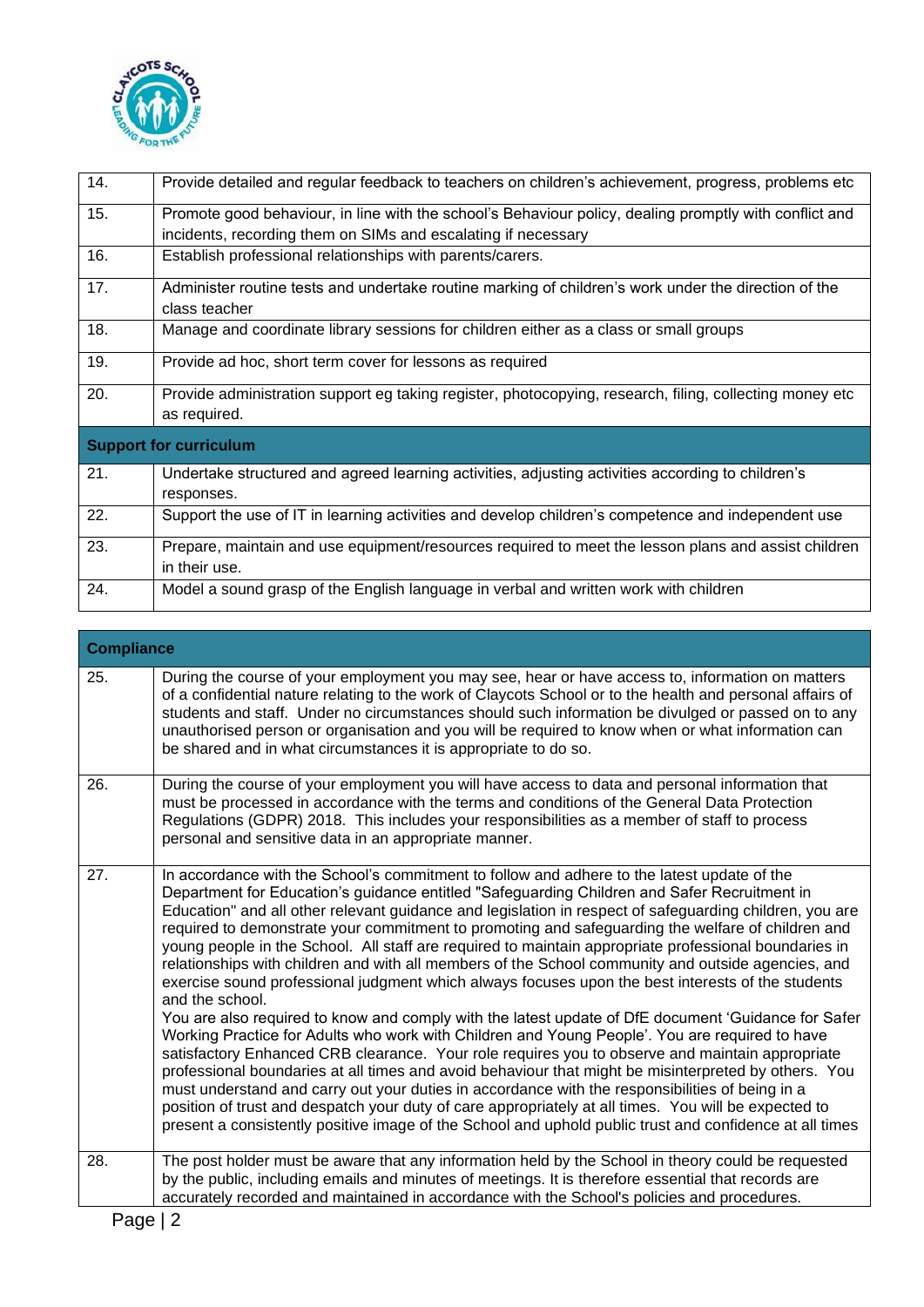| | |
|---|---|
| 14. | Provide detailed and regular feedback to teachers on children's achievement, progress, problems etc |
| 15. | Promote good behaviour, in line with the school's Behaviour policy, dealing promptly with conflict and incidents, recording them on SIMs and escalating if necessary |
| 16. | Establish professional relationships with parents/carers. |
| 17. | Administer routine tests and undertake routine marking of children's work under the direction of the class teacher |
| 18. | Manage and coordinate library sessions for children either as a class or small groups |
| 19. | Provide ad hoc, short term cover for lessons as required |
| 20. | Provide administration support eg taking register, photocopying, research, filing, collecting money etc as required. |
| **Support for curriculum** | |
| 21. | Undertake structured and agreed learning activities, adjusting activities according to children's responses. |
| 22. | Support the use of IT in learning activities and develop children's competence and independent use |
| 23. | Prepare, maintain and use equipment/resources required to meet the lesson plans and assist children in their use. |
| 24. | Model a sound grasp of the English language in verbal and written work with children |

| **Compliance** | |
|---|---|
| 25. | During the course of your employment you may see, hear or have access to, information on matters of a confidential nature relating to the work of Claycots School or to the health and personal affairs of students and staff. Under no circumstances should such information be divulged or passed on to any unauthorised person or organisation and you will be required to know when or what information can be shared and in what circumstances it is appropriate to do so. |
| 26. | During the course of your employment you will have access to data and personal information that must be processed in accordance with the terms and conditions of the General Data Protection Regulations (GDPR) 2018. This includes your responsibilities as a member of staff to process personal and sensitive data in an appropriate manner. |
| 27. | In accordance with the School's commitment to follow and adhere to the latest update of the Department for Education's guidance entitled "Safeguarding Children and Safer Recruitment in Education" and all other relevant guidance and legislation in respect of safeguarding children, you are required to demonstrate your commitment to promoting and safeguarding the welfare of children and young people in the School. All staff are required to maintain appropriate professional boundaries in relationships with children and with all members of the School community and outside agencies, and exercise sound professional judgment which always focuses upon the best interests of the students and the school.<br>You are also required to know and comply with the latest update of DfE document 'Guidance for Safer Working Practice for Adults who work with Children and Young People'. You are required to have satisfactory Enhanced CRB clearance. Your role requires you to observe and maintain appropriate professional boundaries at all times and avoid behaviour that might be misinterpreted by others. You must understand and carry out your duties in accordance with the responsibilities of being in a position of trust and despatch your duty of care appropriately at all times. You will be expected to present a consistently positive image of the School and uphold public trust and confidence at all times |
| 28. | The post holder must be aware that any information held by the School in theory could be requested by the public, including emails and minutes of meetings. It is therefore essential that records are accurately recorded and maintained in accordance with the School's policies and procedures. |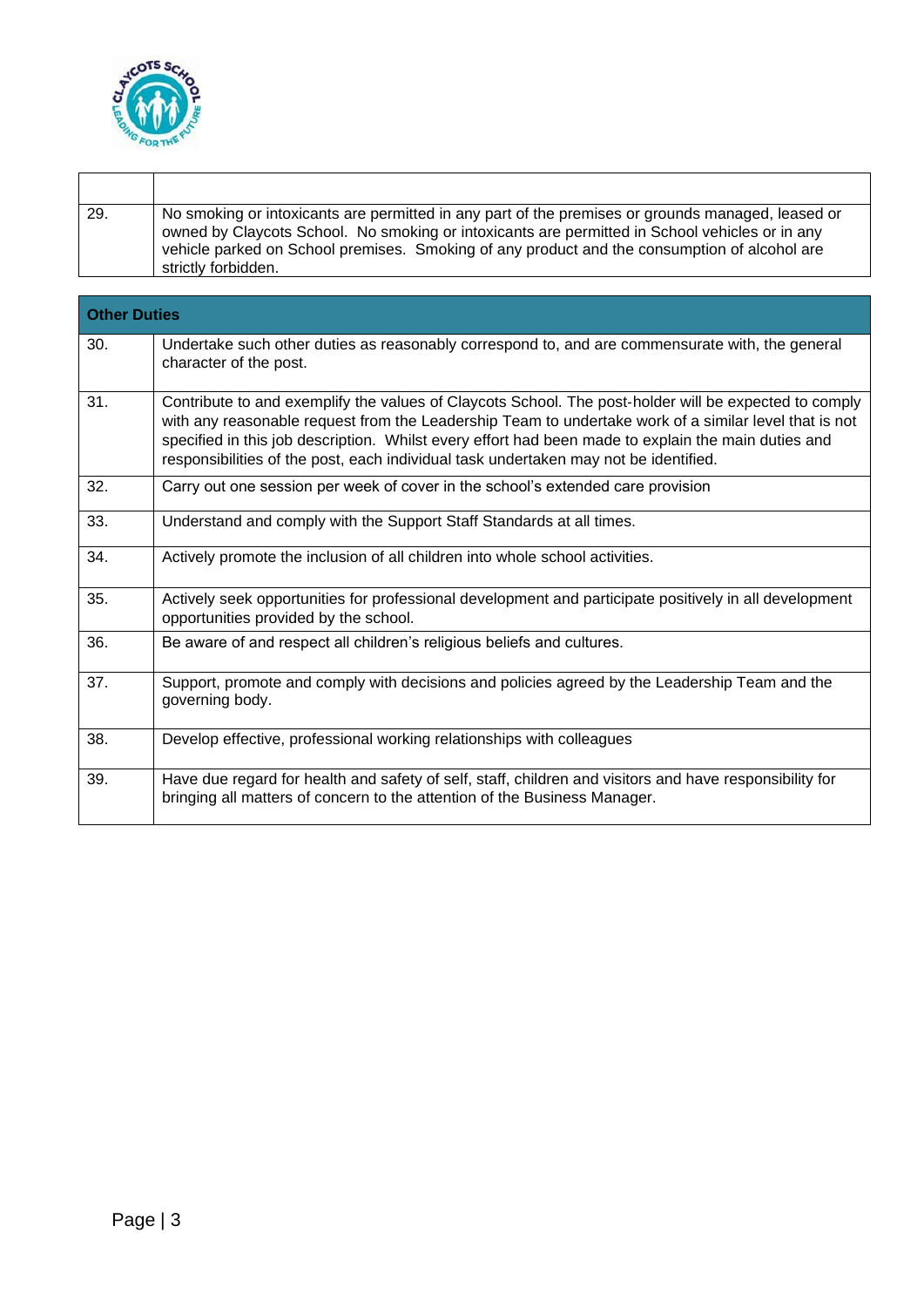| | |
|---|---|
| 29. | No smoking or intoxicants are permitted in any part of the premises or grounds managed, leased or owned by Claycots School. No smoking or intoxicants are permitted in School vehicles or in any vehicle parked on School premises. Smoking of any product and the consumption of alcohol are strictly forbidden. |

| **Other Duties** | |
|---|---|
| 30. | Undertake such other duties as reasonably correspond to, and are commensurate with, the general character of the post. |
| 31. | Contribute to and exemplify the values of Claycots School. The post-holder will be expected to comply with any reasonable request from the Leadership Team to undertake work of a similar level that is not specified in this job description. Whilst every effort had been made to explain the main duties and responsibilities of the post, each individual task undertaken may not be identified. |
| 32. | Carry out one session per week of cover in the school's extended care provision |
| 33. | Understand and comply with the Support Staff Standards at all times. |
| 34. | Actively promote the inclusion of all children into whole school activities. |
| 35. | Actively seek opportunities for professional development and participate positively in all development opportunities provided by the school. |
| 36. | Be aware of and respect all children's religious beliefs and cultures. |
| 37. | Support, promote and comply with decisions and policies agreed by the Leadership Team and the governing body. |
| 38. | Develop effective, professional working relationships with colleagues |
| 39. | Have due regard for health and safety of self, staff, children and visitors and have responsibility for bringing all matters of concern to the attention of the Business Manager. |